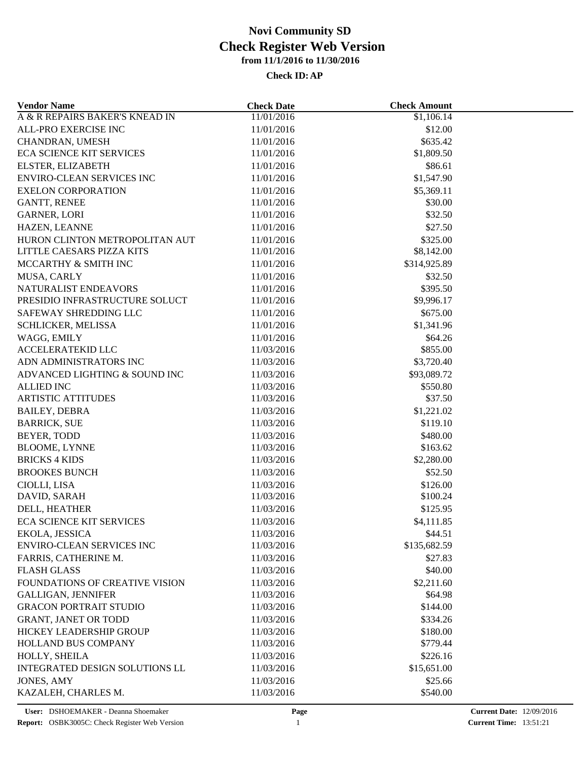# Novi Community SD

# Check Register Web Version

### from 11/1/2016 to 11/30/2016

#### Check ID: AP

| Vendor Name | Check Date | Check Amount |
|---|---|---|
| A & R REPAIRS BAKER'S KNEAD IN | 11/01/2016 | $1,106.14 |
| ALL-PRO EXERCISE INC | 11/01/2016 | $12.00 |
| CHANDRAN, UMESH | 11/01/2016 | $635.42 |
| ECA SCIENCE KIT SERVICES | 11/01/2016 | $1,809.50 |
| ELSTER, ELIZABETH | 11/01/2016 | $86.61 |
| ENVIRO-CLEAN SERVICES INC | 11/01/2016 | $1,547.90 |
| EXELON CORPORATION | 11/01/2016 | $5,369.11 |
| GANTT, RENEE | 11/01/2016 | $30.00 |
| GARNER, LORI | 11/01/2016 | $32.50 |
| HAZEN, LEANNE | 11/01/2016 | $27.50 |
| HURON CLINTON METROPOLITAN AUT | 11/01/2016 | $325.00 |
| LITTLE CAESARS PIZZA KITS | 11/01/2016 | $8,142.00 |
| MCCARTHY & SMITH INC | 11/01/2016 | $314,925.89 |
| MUSA, CARLY | 11/01/2016 | $32.50 |
| NATURALIST ENDEAVORS | 11/01/2016 | $395.50 |
| PRESIDIO INFRASTRUCTURE SOLUCT | 11/01/2016 | $9,996.17 |
| SAFEWAY SHREDDING LLC | 11/01/2016 | $675.00 |
| SCHLICKER, MELISSA | 11/01/2016 | $1,341.96 |
| WAGG, EMILY | 11/01/2016 | $64.26 |
| ACCELERATEKID LLC | 11/03/2016 | $855.00 |
| ADN ADMINISTRATORS INC | 11/03/2016 | $3,720.40 |
| ADVANCED LIGHTING & SOUND INC | 11/03/2016 | $93,089.72 |
| ALLIED INC | 11/03/2016 | $550.80 |
| ARTISTIC ATTITUDES | 11/03/2016 | $37.50 |
| BAILEY, DEBRA | 11/03/2016 | $1,221.02 |
| BARRICK, SUE | 11/03/2016 | $119.10 |
| BEYER, TODD | 11/03/2016 | $480.00 |
| BLOOME, LYNNE | 11/03/2016 | $163.62 |
| BRICKS 4 KIDS | 11/03/2016 | $2,280.00 |
| BROOKES BUNCH | 11/03/2016 | $52.50 |
| CIOLLI, LISA | 11/03/2016 | $126.00 |
| DAVID, SARAH | 11/03/2016 | $100.24 |
| DELL, HEATHER | 11/03/2016 | $125.95 |
| ECA SCIENCE KIT SERVICES | 11/03/2016 | $4,111.85 |
| EKOLA, JESSICA | 11/03/2016 | $44.51 |
| ENVIRO-CLEAN SERVICES INC | 11/03/2016 | $135,682.59 |
| FARRIS, CATHERINE M. | 11/03/2016 | $27.83 |
| FLASH GLASS | 11/03/2016 | $40.00 |
| FOUNDATIONS OF CREATIVE VISION | 11/03/2016 | $2,211.60 |
| GALLIGAN, JENNIFER | 11/03/2016 | $64.98 |
| GRACON PORTRAIT STUDIO | 11/03/2016 | $144.00 |
| GRANT, JANET OR TODD | 11/03/2016 | $334.26 |
| HICKEY LEADERSHIP GROUP | 11/03/2016 | $180.00 |
| HOLLAND BUS COMPANY | 11/03/2016 | $779.44 |
| HOLLY, SHEILA | 11/03/2016 | $226.16 |
| INTEGRATED DESIGN SOLUTIONS LL | 11/03/2016 | $15,651.00 |
| JONES, AMY | 11/03/2016 | $25.66 |
| KAZALEH, CHARLES M. | 11/03/2016 | $540.00 |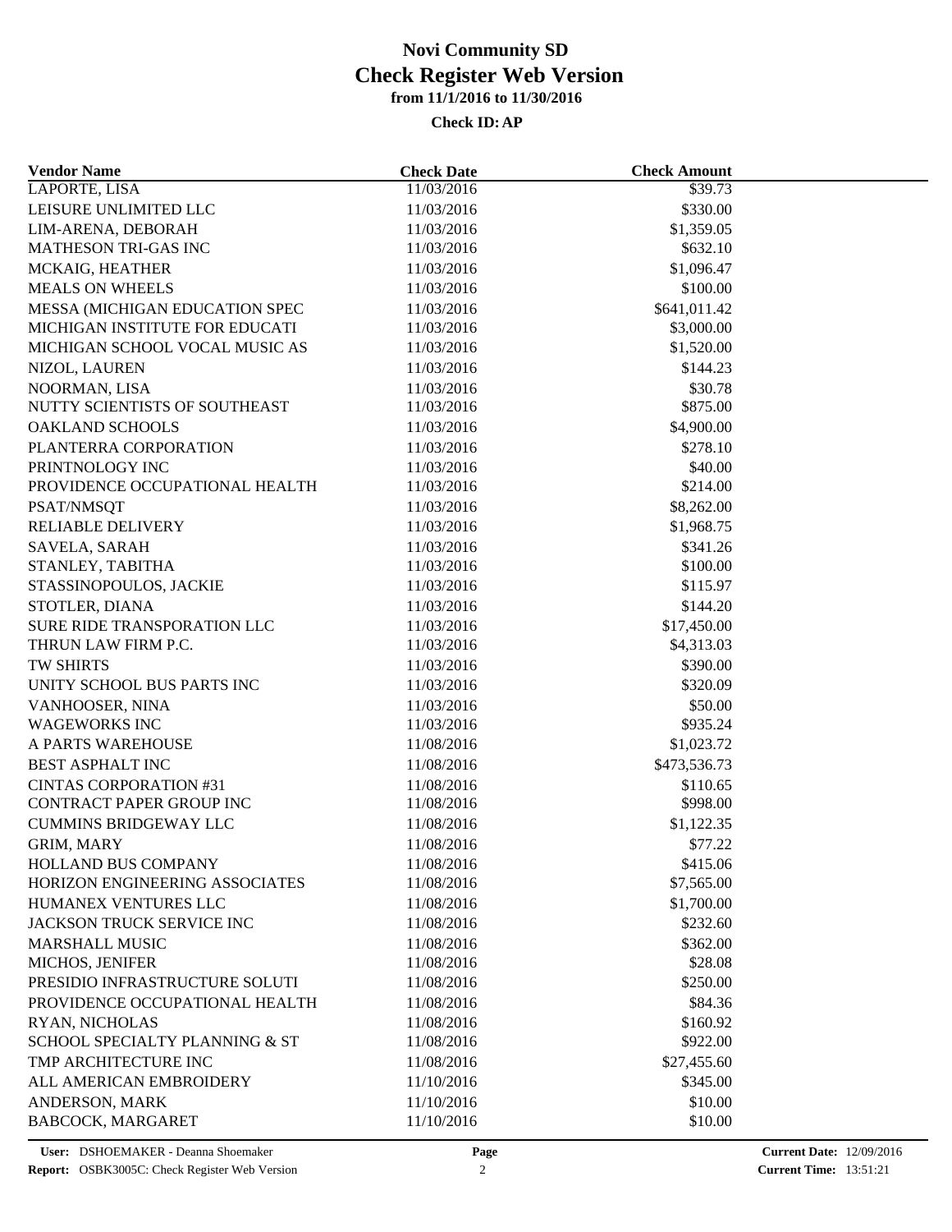# Novi Community SD
## Check Register Web Version
### from 11/1/2016 to 11/30/2016
#### Check ID: AP

| Vendor Name | Check Date | Check Amount |
|---|---|---|
| LAPORTE, LISA | 11/03/2016 | $39.73 |
| LEISURE UNLIMITED LLC | 11/03/2016 | $330.00 |
| LIM-ARENA, DEBORAH | 11/03/2016 | $1,359.05 |
| MATHESON TRI-GAS INC | 11/03/2016 | $632.10 |
| MCKAIG, HEATHER | 11/03/2016 | $1,096.47 |
| MEALS ON WHEELS | 11/03/2016 | $100.00 |
| MESSA (MICHIGAN EDUCATION SPEC | 11/03/2016 | $641,011.42 |
| MICHIGAN INSTITUTE FOR EDUCATI | 11/03/2016 | $3,000.00 |
| MICHIGAN SCHOOL VOCAL MUSIC AS | 11/03/2016 | $1,520.00 |
| NIZOL, LAUREN | 11/03/2016 | $144.23 |
| NOORMAN, LISA | 11/03/2016 | $30.78 |
| NUTTY SCIENTISTS OF SOUTHEAST | 11/03/2016 | $875.00 |
| OAKLAND SCHOOLS | 11/03/2016 | $4,900.00 |
| PLANTERRA CORPORATION | 11/03/2016 | $278.10 |
| PRINTNOLOGY INC | 11/03/2016 | $40.00 |
| PROVIDENCE OCCUPATIONAL HEALTH | 11/03/2016 | $214.00 |
| PSAT/NMSQT | 11/03/2016 | $8,262.00 |
| RELIABLE DELIVERY | 11/03/2016 | $1,968.75 |
| SAVELA, SARAH | 11/03/2016 | $341.26 |
| STANLEY, TABITHA | 11/03/2016 | $100.00 |
| STASSINOPOULOS, JACKIE | 11/03/2016 | $115.97 |
| STOTLER, DIANA | 11/03/2016 | $144.20 |
| SURE RIDE TRANSPORATION LLC | 11/03/2016 | $17,450.00 |
| THRUN LAW FIRM P.C. | 11/03/2016 | $4,313.03 |
| TW SHIRTS | 11/03/2016 | $390.00 |
| UNITY SCHOOL BUS PARTS INC | 11/03/2016 | $320.09 |
| VANHOOSER, NINA | 11/03/2016 | $50.00 |
| WAGEWORKS INC | 11/03/2016 | $935.24 |
| A PARTS WAREHOUSE | 11/08/2016 | $1,023.72 |
| BEST ASPHALT INC | 11/08/2016 | $473,536.73 |
| CINTAS CORPORATION #31 | 11/08/2016 | $110.65 |
| CONTRACT PAPER GROUP INC | 11/08/2016 | $998.00 |
| CUMMINS BRIDGEWAY LLC | 11/08/2016 | $1,122.35 |
| GRIM, MARY | 11/08/2016 | $77.22 |
| HOLLAND BUS COMPANY | 11/08/2016 | $415.06 |
| HORIZON ENGINEERING ASSOCIATES | 11/08/2016 | $7,565.00 |
| HUMANEX VENTURES LLC | 11/08/2016 | $1,700.00 |
| JACKSON TRUCK SERVICE INC | 11/08/2016 | $232.60 |
| MARSHALL MUSIC | 11/08/2016 | $362.00 |
| MICHOS, JENIFER | 11/08/2016 | $28.08 |
| PRESIDIO INFRASTRUCTURE SOLUTI | 11/08/2016 | $250.00 |
| PROVIDENCE OCCUPATIONAL HEALTH | 11/08/2016 | $84.36 |
| RYAN, NICHOLAS | 11/08/2016 | $160.92 |
| SCHOOL SPECIALTY PLANNING & ST | 11/08/2016 | $922.00 |
| TMP ARCHITECTURE INC | 11/08/2016 | $27,455.60 |
| ALL AMERICAN EMBROIDERY | 11/10/2016 | $345.00 |
| ANDERSON, MARK | 11/10/2016 | $10.00 |
| BABCOCK, MARGARET | 11/10/2016 | $10.00 |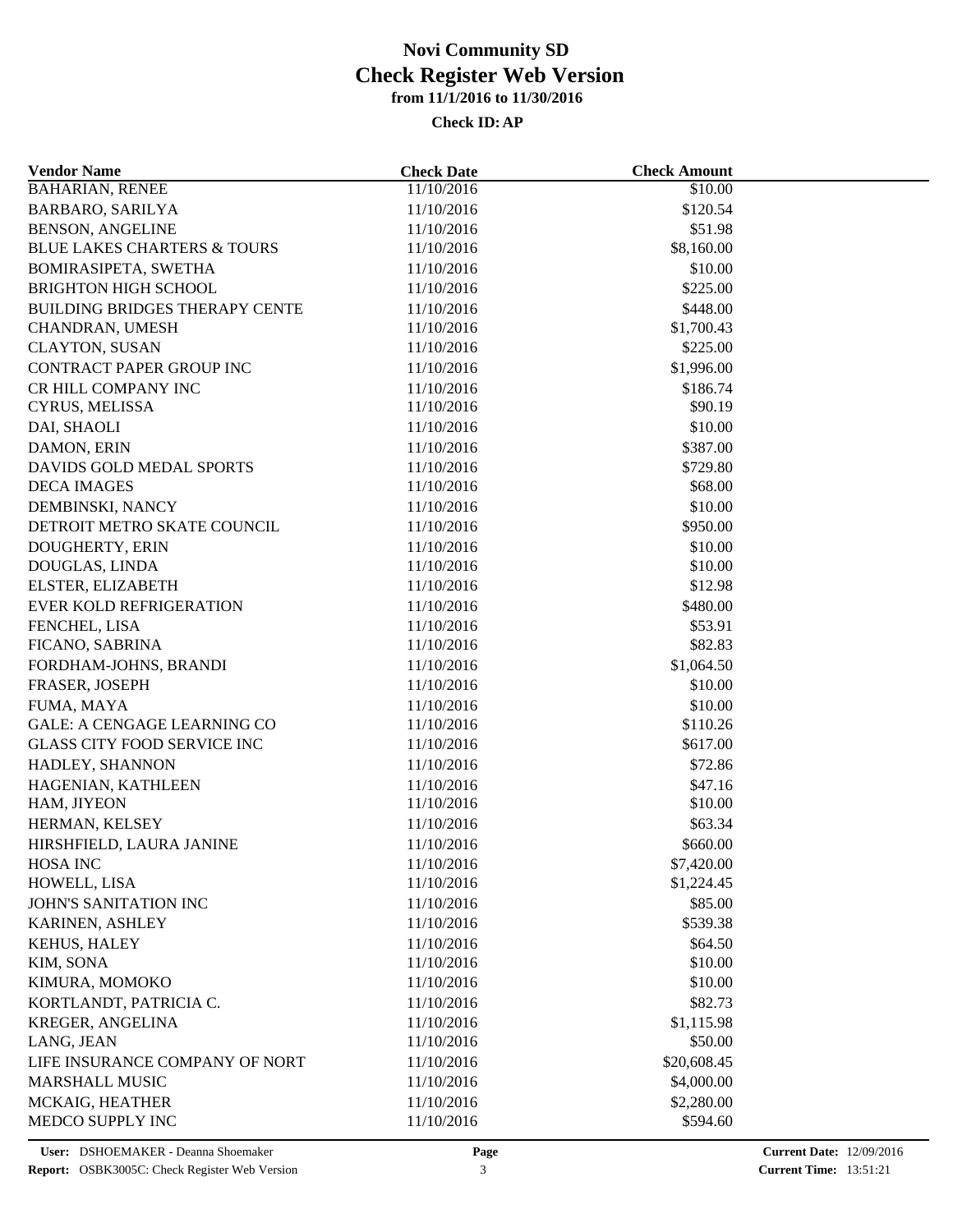# Novi Community SD
## Check Register Web Version
### from 11/1/2016 to 11/30/2016

**Check ID: AP**

| Vendor Name | Check Date | Check Amount |
|---|---|---|
| BAHARIAN, RENEE | 11/10/2016 | $10.00 |
| BARBARO, SARILYA | 11/10/2016 | $120.54 |
| BENSON, ANGELINE | 11/10/2016 | $51.98 |
| BLUE LAKES CHARTERS & TOURS | 11/10/2016 | $8,160.00 |
| BOMIRASIPETA, SWETHA | 11/10/2016 | $10.00 |
| BRIGHTON HIGH SCHOOL | 11/10/2016 | $225.00 |
| BUILDING BRIDGES THERAPY CENTE | 11/10/2016 | $448.00 |
| CHANDRAN, UMESH | 11/10/2016 | $1,700.43 |
| CLAYTON, SUSAN | 11/10/2016 | $225.00 |
| CONTRACT PAPER GROUP INC | 11/10/2016 | $1,996.00 |
| CR HILL COMPANY INC | 11/10/2016 | $186.74 |
| CYRUS, MELISSA | 11/10/2016 | $90.19 |
| DAI, SHAOLI | 11/10/2016 | $10.00 |
| DAMON, ERIN | 11/10/2016 | $387.00 |
| DAVIDS GOLD MEDAL SPORTS | 11/10/2016 | $729.80 |
| DECA IMAGES | 11/10/2016 | $68.00 |
| DEMBINSKI, NANCY | 11/10/2016 | $10.00 |
| DETROIT METRO SKATE COUNCIL | 11/10/2016 | $950.00 |
| DOUGHERTY, ERIN | 11/10/2016 | $10.00 |
| DOUGLAS, LINDA | 11/10/2016 | $10.00 |
| ELSTER, ELIZABETH | 11/10/2016 | $12.98 |
| EVER KOLD REFRIGERATION | 11/10/2016 | $480.00 |
| FENCHEL, LISA | 11/10/2016 | $53.91 |
| FICANO, SABRINA | 11/10/2016 | $82.83 |
| FORDHAM-JOHNS, BRANDI | 11/10/2016 | $1,064.50 |
| FRASER, JOSEPH | 11/10/2016 | $10.00 |
| FUMA, MAYA | 11/10/2016 | $10.00 |
| GALE: A CENGAGE LEARNING CO | 11/10/2016 | $110.26 |
| GLASS CITY FOOD SERVICE INC | 11/10/2016 | $617.00 |
| HADLEY, SHANNON | 11/10/2016 | $72.86 |
| HAGENIAN, KATHLEEN | 11/10/2016 | $47.16 |
| HAM, JIYEON | 11/10/2016 | $10.00 |
| HERMAN, KELSEY | 11/10/2016 | $63.34 |
| HIRSHFIELD, LAURA JANINE | 11/10/2016 | $660.00 |
| HOSA INC | 11/10/2016 | $7,420.00 |
| HOWELL, LISA | 11/10/2016 | $1,224.45 |
| JOHN'S SANITATION INC | 11/10/2016 | $85.00 |
| KARINEN, ASHLEY | 11/10/2016 | $539.38 |
| KEHUS, HALEY | 11/10/2016 | $64.50 |
| KIM, SONA | 11/10/2016 | $10.00 |
| KIMURA, MOMOKO | 11/10/2016 | $10.00 |
| KORTLANDT, PATRICIA C. | 11/10/2016 | $82.73 |
| KREGER, ANGELINA | 11/10/2016 | $1,115.98 |
| LANG, JEAN | 11/10/2016 | $50.00 |
| LIFE INSURANCE COMPANY OF NORT | 11/10/2016 | $20,608.45 |
| MARSHALL MUSIC | 11/10/2016 | $4,000.00 |
| MCKAIG, HEATHER | 11/10/2016 | $2,280.00 |
| MEDCO SUPPLY INC | 11/10/2016 | $594.60 |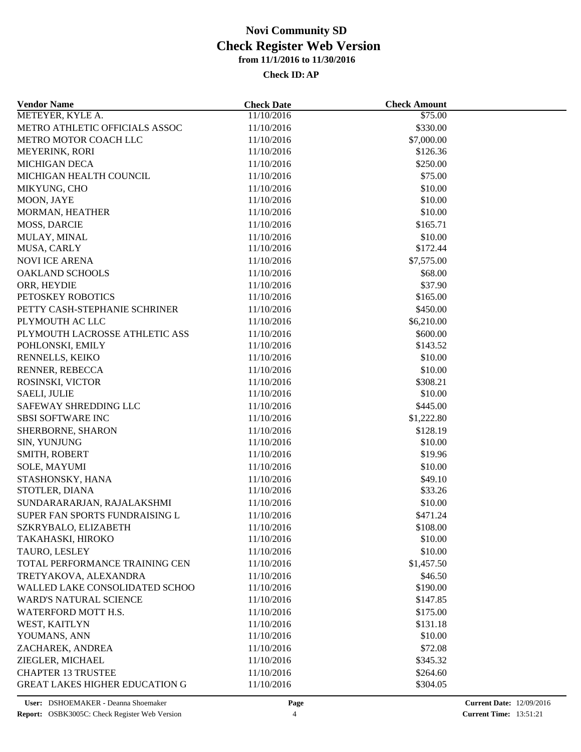# Novi Community SD
## Check Register Web Version
### from 11/1/2016 to 11/30/2016

**Check ID: AP**

| Vendor Name | Check Date | Check Amount |
|---|---|---|
| METEYER, KYLE A. | 11/10/2016 | \$75.00 |
| METRO ATHLETIC OFFICIALS ASSOC | 11/10/2016 | \$330.00 |
| METRO MOTOR COACH LLC | 11/10/2016 | \$7,000.00 |
| MEYERINK, RORI | 11/10/2016 | \$126.36 |
| MICHIGAN DECA | 11/10/2016 | \$250.00 |
| MICHIGAN HEALTH COUNCIL | 11/10/2016 | \$75.00 |
| MIKYUNG, CHO | 11/10/2016 | \$10.00 |
| MOON, JAYE | 11/10/2016 | \$10.00 |
| MORMAN, HEATHER | 11/10/2016 | \$10.00 |
| MOSS, DARCIE | 11/10/2016 | \$165.71 |
| MULAY, MINAL | 11/10/2016 | \$10.00 |
| MUSA, CARLY | 11/10/2016 | \$172.44 |
| NOVI ICE ARENA | 11/10/2016 | \$7,575.00 |
| OAKLAND SCHOOLS | 11/10/2016 | \$68.00 |
| ORR, HEYDIE | 11/10/2016 | \$37.90 |
| PETOSKEY ROBOTICS | 11/10/2016 | \$165.00 |
| PETTY CASH-STEPHANIE SCHRINER | 11/10/2016 | \$450.00 |
| PLYMOUTH AC LLC | 11/10/2016 | \$6,210.00 |
| PLYMOUTH LACROSSE ATHLETIC ASS | 11/10/2016 | \$600.00 |
| POHLONSKI, EMILY | 11/10/2016 | \$143.52 |
| RENNELLS, KEIKO | 11/10/2016 | \$10.00 |
| RENNER, REBECCA | 11/10/2016 | \$10.00 |
| ROSINSKI, VICTOR | 11/10/2016 | \$308.21 |
| SAELI, JULIE | 11/10/2016 | \$10.00 |
| SAFEWAY SHREDDING LLC | 11/10/2016 | \$445.00 |
| SBSI SOFTWARE INC | 11/10/2016 | \$1,222.80 |
| SHERBORNE, SHARON | 11/10/2016 | \$128.19 |
| SIN, YUNJUNG | 11/10/2016 | \$10.00 |
| SMITH, ROBERT | 11/10/2016 | \$19.96 |
| SOLE, MAYUMI | 11/10/2016 | \$10.00 |
| STASHONSKY, HANA | 11/10/2016 | \$49.10 |
| STOTLER, DIANA | 11/10/2016 | \$33.26 |
| SUNDARARARJAN, RAJALAKSHMI | 11/10/2016 | \$10.00 |
| SUPER FAN SPORTS FUNDRAISING L | 11/10/2016 | \$471.24 |
| SZKRYBALO, ELIZABETH | 11/10/2016 | \$108.00 |
| TAKAHASKI, HIROKO | 11/10/2016 | \$10.00 |
| TAURO, LESLEY | 11/10/2016 | \$10.00 |
| TOTAL PERFORMANCE TRAINING CEN | 11/10/2016 | \$1,457.50 |
| TRETYAKOVA, ALEXANDRA | 11/10/2016 | \$46.50 |
| WALLED LAKE CONSOLIDATED SCHOO | 11/10/2016 | \$190.00 |
| WARD'S NATURAL SCIENCE | 11/10/2016 | \$147.85 |
| WATERFORD MOTT H.S. | 11/10/2016 | \$175.00 |
| WEST, KAITLYN | 11/10/2016 | \$131.18 |
| YOUMANS, ANN | 11/10/2016 | \$10.00 |
| ZACHAREK, ANDREA | 11/10/2016 | \$72.08 |
| ZIEGLER, MICHAEL | 11/10/2016 | \$345.32 |
| CHAPTER 13 TRUSTEE | 11/10/2016 | \$264.60 |
| GREAT LAKES HIGHER EDUCATION G | 11/10/2016 | \$304.05 |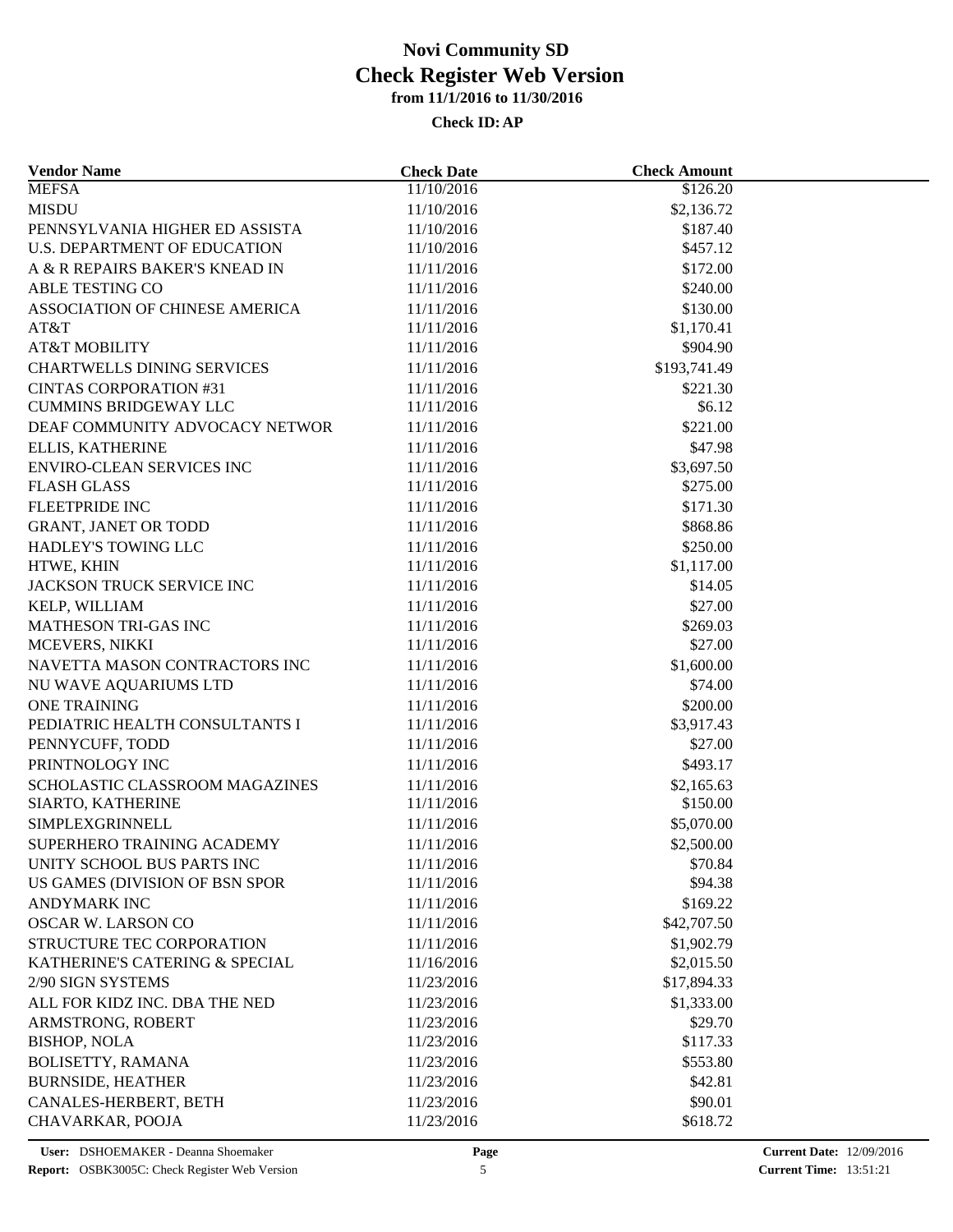# Novi Community SD
## Check Register Web Version
### from 11/1/2016 to 11/30/2016

**Check ID: AP**

| Vendor Name | Check Date | Check Amount |
|---|---|---|
| MEFSA | 11/10/2016 | $126.20 |
| MISDU | 11/10/2016 | $2,136.72 |
| PENNSYLVANIA HIGHER ED ASSISTA | 11/10/2016 | $187.40 |
| U.S. DEPARTMENT OF EDUCATION | 11/10/2016 | $457.12 |
| A & R REPAIRS BAKER'S KNEAD IN | 11/11/2016 | $172.00 |
| ABLE TESTING CO | 11/11/2016 | $240.00 |
| ASSOCIATION OF CHINESE AMERICA | 11/11/2016 | $130.00 |
| AT&T | 11/11/2016 | $1,170.41 |
| AT&T MOBILITY | 11/11/2016 | $904.90 |
| CHARTWELLS DINING SERVICES | 11/11/2016 | $193,741.49 |
| CINTAS CORPORATION #31 | 11/11/2016 | $221.30 |
| CUMMINS BRIDGEWAY LLC | 11/11/2016 | $6.12 |
| DEAF COMMUNITY ADVOCACY NETWOR | 11/11/2016 | $221.00 |
| ELLIS, KATHERINE | 11/11/2016 | $47.98 |
| ENVIRO-CLEAN SERVICES INC | 11/11/2016 | $3,697.50 |
| FLASH GLASS | 11/11/2016 | $275.00 |
| FLEETPRIDE INC | 11/11/2016 | $171.30 |
| GRANT, JANET OR TODD | 11/11/2016 | $868.86 |
| HADLEY'S TOWING LLC | 11/11/2016 | $250.00 |
| HTWE, KHIN | 11/11/2016 | $1,117.00 |
| JACKSON TRUCK SERVICE INC | 11/11/2016 | $14.05 |
| KELP, WILLIAM | 11/11/2016 | $27.00 |
| MATHESON TRI-GAS INC | 11/11/2016 | $269.03 |
| MCEVERS, NIKKI | 11/11/2016 | $27.00 |
| NAVETTA MASON CONTRACTORS INC | 11/11/2016 | $1,600.00 |
| NU WAVE AQUARIUMS LTD | 11/11/2016 | $74.00 |
| ONE TRAINING | 11/11/2016 | $200.00 |
| PEDIATRIC HEALTH CONSULTANTS I | 11/11/2016 | $3,917.43 |
| PENNYCUFF, TODD | 11/11/2016 | $27.00 |
| PRINTNOLOGY INC | 11/11/2016 | $493.17 |
| SCHOLASTIC CLASSROOM MAGAZINES | 11/11/2016 | $2,165.63 |
| SIARTO, KATHERINE | 11/11/2016 | $150.00 |
| SIMPLEXGRINNELL | 11/11/2016 | $5,070.00 |
| SUPERHERO TRAINING ACADEMY | 11/11/2016 | $2,500.00 |
| UNITY SCHOOL BUS PARTS INC | 11/11/2016 | $70.84 |
| US GAMES (DIVISION OF BSN SPOR | 11/11/2016 | $94.38 |
| ANDYMARK INC | 11/11/2016 | $169.22 |
| OSCAR W. LARSON CO | 11/11/2016 | $42,707.50 |
| STRUCTURE TEC CORPORATION | 11/11/2016 | $1,902.79 |
| KATHERINE'S CATERING & SPECIAL | 11/16/2016 | $2,015.50 |
| 2/90 SIGN SYSTEMS | 11/23/2016 | $17,894.33 |
| ALL FOR KIDZ INC. DBA THE NED | 11/23/2016 | $1,333.00 |
| ARMSTRONG, ROBERT | 11/23/2016 | $29.70 |
| BISHOP, NOLA | 11/23/2016 | $117.33 |
| BOLISETTY, RAMANA | 11/23/2016 | $553.80 |
| BURNSIDE, HEATHER | 11/23/2016 | $42.81 |
| CANALES-HERBERT, BETH | 11/23/2016 | $90.01 |
| CHAVARKAR, POOJA | 11/23/2016 | $618.72 |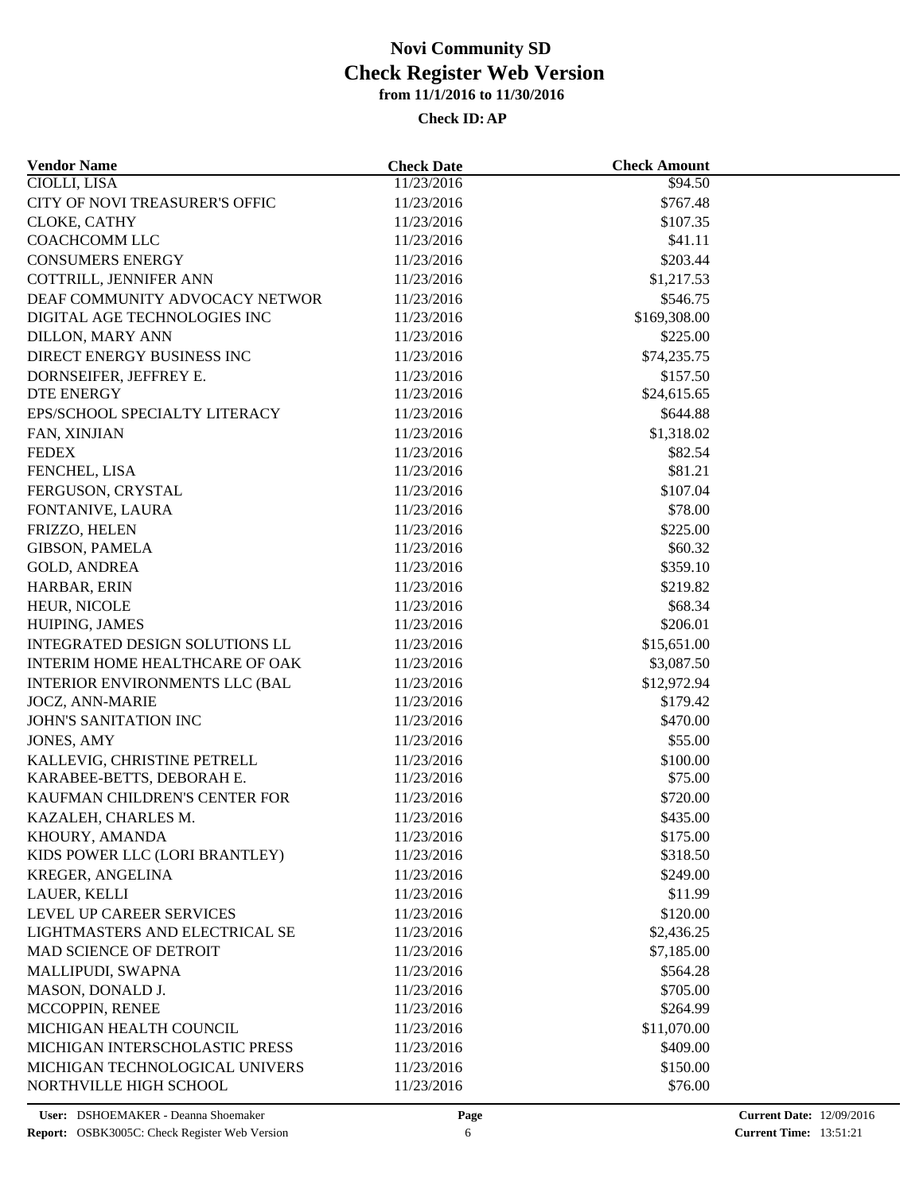# Novi Community SD
## Check Register Web Version
### from 11/1/2016 to 11/30/2016

**Check ID: AP**

| Vendor Name | Check Date | Check Amount |
|---|---|---|
| CIOLLI, LISA | 11/23/2016 | $94.50 |
| CITY OF NOVI TREASURER'S OFFIC | 11/23/2016 | $767.48 |
| CLOKE, CATHY | 11/23/2016 | $107.35 |
| COACHCOMM LLC | 11/23/2016 | $41.11 |
| CONSUMERS ENERGY | 11/23/2016 | $203.44 |
| COTTRILL, JENNIFER ANN | 11/23/2016 | $1,217.53 |
| DEAF COMMUNITY ADVOCACY NETWOR | 11/23/2016 | $546.75 |
| DIGITAL AGE TECHNOLOGIES INC | 11/23/2016 | $169,308.00 |
| DILLON, MARY ANN | 11/23/2016 | $225.00 |
| DIRECT ENERGY BUSINESS INC | 11/23/2016 | $74,235.75 |
| DORNSEIFER, JEFFREY E. | 11/23/2016 | $157.50 |
| DTE ENERGY | 11/23/2016 | $24,615.65 |
| EPS/SCHOOL SPECIALTY LITERACY | 11/23/2016 | $644.88 |
| FAN, XINJIAN | 11/23/2016 | $1,318.02 |
| FEDEX | 11/23/2016 | $82.54 |
| FENCHEL, LISA | 11/23/2016 | $81.21 |
| FERGUSON, CRYSTAL | 11/23/2016 | $107.04 |
| FONTANIVE, LAURA | 11/23/2016 | $78.00 |
| FRIZZO, HELEN | 11/23/2016 | $225.00 |
| GIBSON, PAMELA | 11/23/2016 | $60.32 |
| GOLD, ANDREA | 11/23/2016 | $359.10 |
| HARBAR, ERIN | 11/23/2016 | $219.82 |
| HEUR, NICOLE | 11/23/2016 | $68.34 |
| HUIPING, JAMES | 11/23/2016 | $206.01 |
| INTEGRATED DESIGN SOLUTIONS LL | 11/23/2016 | $15,651.00 |
| INTERIM HOME HEALTHCARE OF OAK | 11/23/2016 | $3,087.50 |
| INTERIOR ENVIRONMENTS LLC (BAL | 11/23/2016 | $12,972.94 |
| JOCZ, ANN-MARIE | 11/23/2016 | $179.42 |
| JOHN'S SANITATION INC | 11/23/2016 | $470.00 |
| JONES, AMY | 11/23/2016 | $55.00 |
| KALLEVIG, CHRISTINE PETRELL | 11/23/2016 | $100.00 |
| KARABEE-BETTS, DEBORAH E. | 11/23/2016 | $75.00 |
| KAUFMAN CHILDREN'S CENTER FOR | 11/23/2016 | $720.00 |
| KAZALEH, CHARLES M. | 11/23/2016 | $435.00 |
| KHOURY, AMANDA | 11/23/2016 | $175.00 |
| KIDS POWER LLC (LORI BRANTLEY) | 11/23/2016 | $318.50 |
| KREGER, ANGELINA | 11/23/2016 | $249.00 |
| LAUER, KELLI | 11/23/2016 | $11.99 |
| LEVEL UP CAREER SERVICES | 11/23/2016 | $120.00 |
| LIGHTMASTERS AND ELECTRICAL SE | 11/23/2016 | $2,436.25 |
| MAD SCIENCE OF DETROIT | 11/23/2016 | $7,185.00 |
| MALLIPUDI, SWAPNA | 11/23/2016 | $564.28 |
| MASON, DONALD J. | 11/23/2016 | $705.00 |
| MCCOPPIN, RENEE | 11/23/2016 | $264.99 |
| MICHIGAN HEALTH COUNCIL | 11/23/2016 | $11,070.00 |
| MICHIGAN INTERSCHOLASTIC PRESS | 11/23/2016 | $409.00 |
| MICHIGAN TECHNOLOGICAL UNIVERS | 11/23/2016 | $150.00 |
| NORTHVILLE HIGH SCHOOL | 11/23/2016 | $76.00 |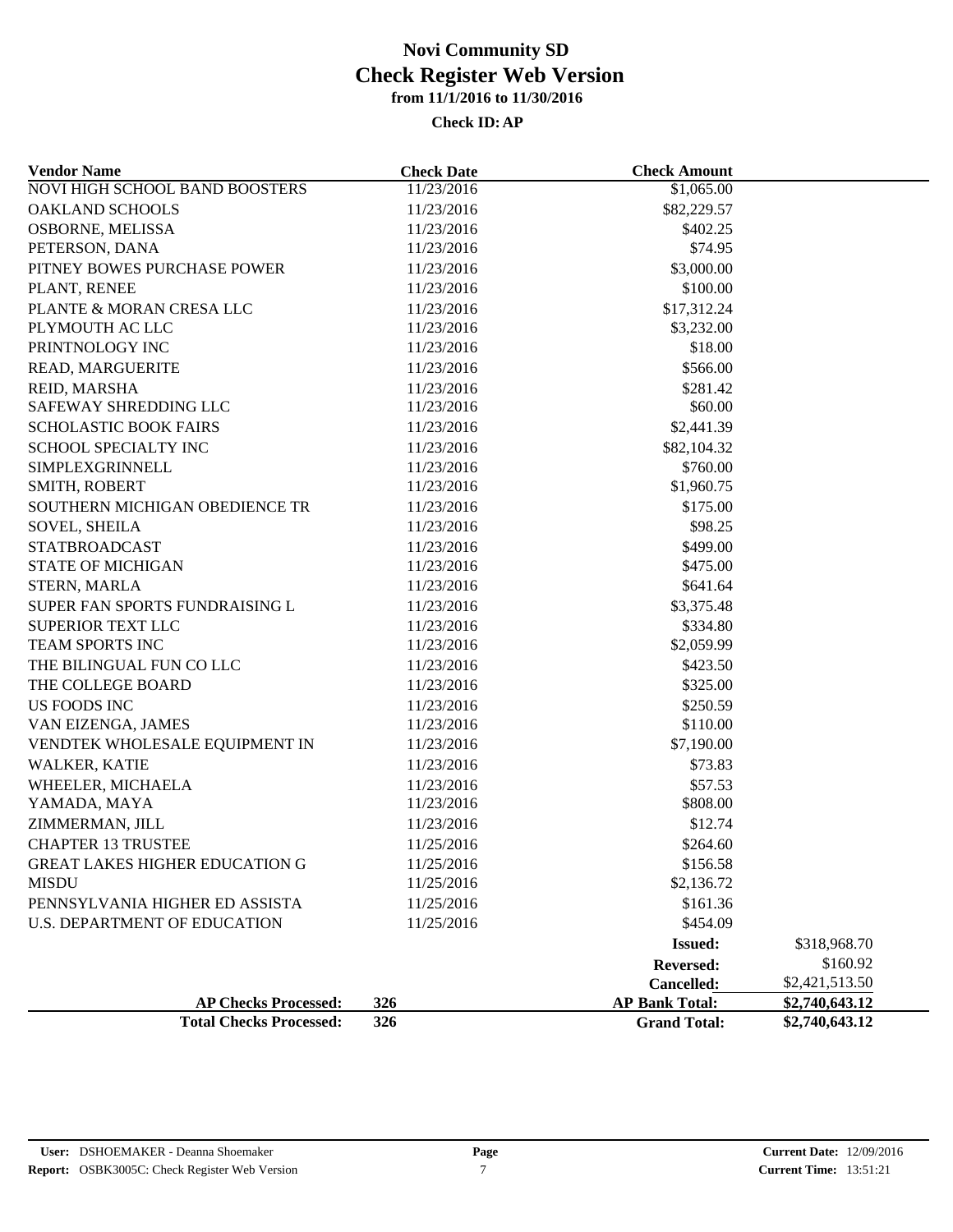# Novi Community SD
## Check Register Web Version
### from 11/1/2016 to 11/30/2016

**Check ID: AP**

| Vendor Name | Check Date | Check Amount | |
|---|---|---|---|
| NOVI HIGH SCHOOL BAND BOOSTERS | 11/23/2016 | $1,065.00 | |
| OAKLAND SCHOOLS | 11/23/2016 | $82,229.57 | |
| OSBORNE, MELISSA | 11/23/2016 | $402.25 | |
| PETERSON, DANA | 11/23/2016 | $74.95 | |
| PITNEY BOWES PURCHASE POWER | 11/23/2016 | $3,000.00 | |
| PLANT, RENEE | 11/23/2016 | $100.00 | |
| PLANTE & MORAN CRESA LLC | 11/23/2016 | $17,312.24 | |
| PLYMOUTH AC LLC | 11/23/2016 | $3,232.00 | |
| PRINTNOLOGY INC | 11/23/2016 | $18.00 | |
| READ, MARGUERITE | 11/23/2016 | $566.00 | |
| REID, MARSHA | 11/23/2016 | $281.42 | |
| SAFEWAY SHREDDING LLC | 11/23/2016 | $60.00 | |
| SCHOLASTIC BOOK FAIRS | 11/23/2016 | $2,441.39 | |
| SCHOOL SPECIALTY INC | 11/23/2016 | $82,104.32 | |
| SIMPLEXGRINNELL | 11/23/2016 | $760.00 | |
| SMITH, ROBERT | 11/23/2016 | $1,960.75 | |
| SOUTHERN MICHIGAN OBEDIENCE TR | 11/23/2016 | $175.00 | |
| SOVEL, SHEILA | 11/23/2016 | $98.25 | |
| STATBROADCAST | 11/23/2016 | $499.00 | |
| STATE OF MICHIGAN | 11/23/2016 | $475.00 | |
| STERN, MARLA | 11/23/2016 | $641.64 | |
| SUPER FAN SPORTS FUNDRAISING L | 11/23/2016 | $3,375.48 | |
| SUPERIOR TEXT LLC | 11/23/2016 | $334.80 | |
| TEAM SPORTS INC | 11/23/2016 | $2,059.99 | |
| THE BILINGUAL FUN CO LLC | 11/23/2016 | $423.50 | |
| THE COLLEGE BOARD | 11/23/2016 | $325.00 | |
| US FOODS INC | 11/23/2016 | $250.59 | |
| VAN EIZENGA, JAMES | 11/23/2016 | $110.00 | |
| VENDTEK WHOLESALE EQUIPMENT IN | 11/23/2016 | $7,190.00 | |
| WALKER, KATIE | 11/23/2016 | $73.83 | |
| WHEELER, MICHAELA | 11/23/2016 | $57.53 | |
| YAMADA, MAYA | 11/23/2016 | $808.00 | |
| ZIMMERMAN, JILL | 11/23/2016 | $12.74 | |
| CHAPTER 13 TRUSTEE | 11/25/2016 | $264.60 | |
| GREAT LAKES HIGHER EDUCATION G | 11/25/2016 | $156.58 | |
| MISDU | 11/25/2016 | $2,136.72 | |
| PENNSYLVANIA HIGHER ED ASSISTA | 11/25/2016 | $161.36 | |
| U.S. DEPARTMENT OF EDUCATION | 11/25/2016 | $454.09 | |
| | | **Issued:** | $318,968.70 |
| | | **Reversed:** | $160.92 |
| | | **Cancelled:** | $2,421,513.50 |
| **AP Checks Processed:** | **326** | **AP Bank Total:** | **$2,740,643.12** |
| **Total Checks Processed:** | **326** | **Grand Total:** | **$2,740,643.12** |

**User:** DSHOEMAKER - Deanna Shoemaker
**Report:** OSBK3005C: Check Register Web Version
**Current Date:** 12/09/2016
**Current Time:** 13:51:21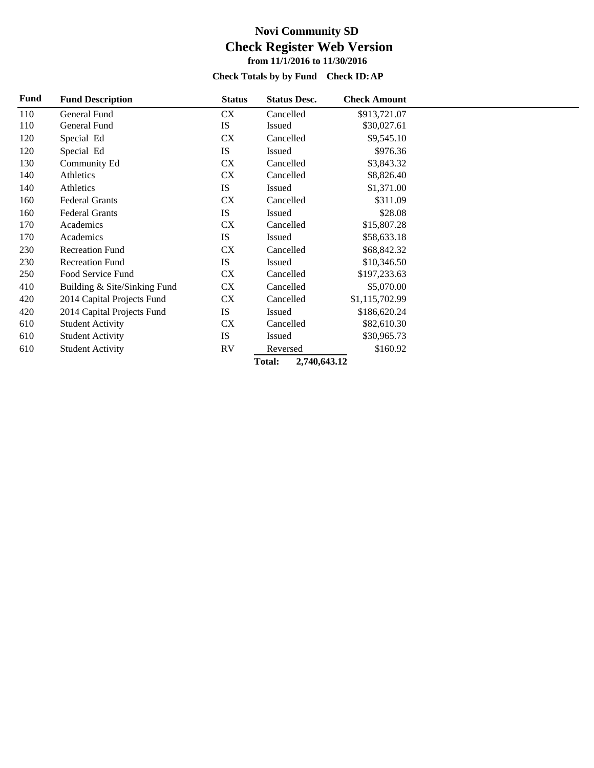# Novi Community SD

## Check Register Web Version

### from 11/1/2016 to 11/30/2016

**Check Totals by by Fund Check ID: AP**

| Fund | Fund Description | Status | Status Desc. | Check Amount |
|---|---|---|---|---|
| 110 | General Fund | CX | Cancelled | $913,721.07 |
| 110 | General Fund | IS | Issued | $30,027.61 |
| 120 | Special Ed | CX | Cancelled | $9,545.10 |
| 120 | Special Ed | IS | Issued | $976.36 |
| 130 | Community Ed | CX | Cancelled | $3,843.32 |
| 140 | Athletics | CX | Cancelled | $8,826.40 |
| 140 | Athletics | IS | Issued | $1,371.00 |
| 160 | Federal Grants | CX | Cancelled | $311.09 |
| 160 | Federal Grants | IS | Issued | $28.08 |
| 170 | Academics | CX | Cancelled | $15,807.28 |
| 170 | Academics | IS | Issued | $58,633.18 |
| 230 | Recreation Fund | CX | Cancelled | $68,842.32 |
| 230 | Recreation Fund | IS | Issued | $10,346.50 |
| 250 | Food Service Fund | CX | Cancelled | $197,233.63 |
| 410 | Building & Site/Sinking Fund | CX | Cancelled | $5,070.00 |
| 420 | 2014 Capital Projects Fund | CX | Cancelled | $1,115,702.99 |
| 420 | 2014 Capital Projects Fund | IS | Issued | $186,620.24 |
| 610 | Student Activity | CX | Cancelled | $82,610.30 |
| 610 | Student Activity | IS | Issued | $30,965.73 |
| 610 | Student Activity | RV | Reversed | $160.92 |
| | | | **Total:** | **2,740,643.12** |